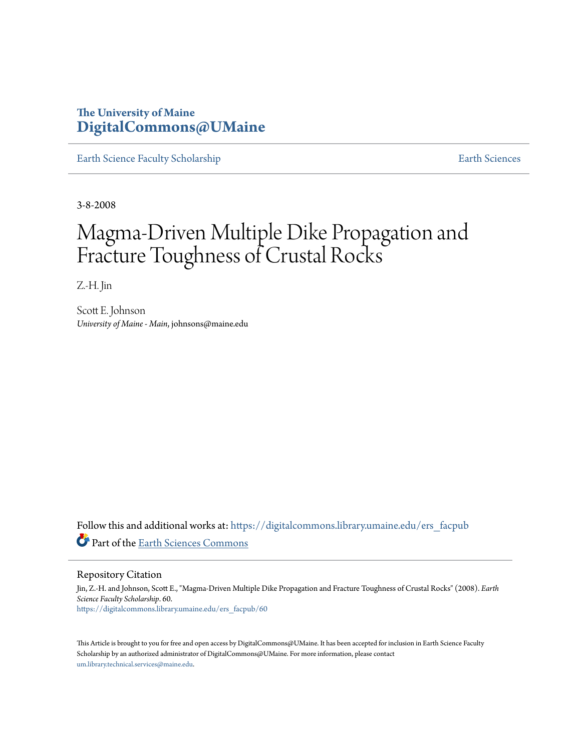The University of Maine
**DigitalCommons@UMaine**

Earth Science Faculty Scholarship | Earth Sciences

3-8-2008

# Magma-Driven Multiple Dike Propagation and Fracture Toughness of Crustal Rocks

Z.-H. Jin

Scott E. Johnson
*University of Maine - Main*, johnsons@maine.edu

Follow this and additional works at: https://digitalcommons.library.umaine.edu/ers_facpub

Part of the Earth Sciences Commons

## Repository Citation

Jin, Z.-H. and Johnson, Scott E., "Magma-Driven Multiple Dike Propagation and Fracture Toughness of Crustal Rocks" (2008). *Earth Science Faculty Scholarship*. 60.
https://digitalcommons.library.umaine.edu/ers_facpub/60

This Article is brought to you for free and open access by DigitalCommons@UMaine. It has been accepted for inclusion in Earth Science Faculty Scholarship by an authorized administrator of DigitalCommons@UMaine. For more information, please contact um.library.technical.services@maine.edu.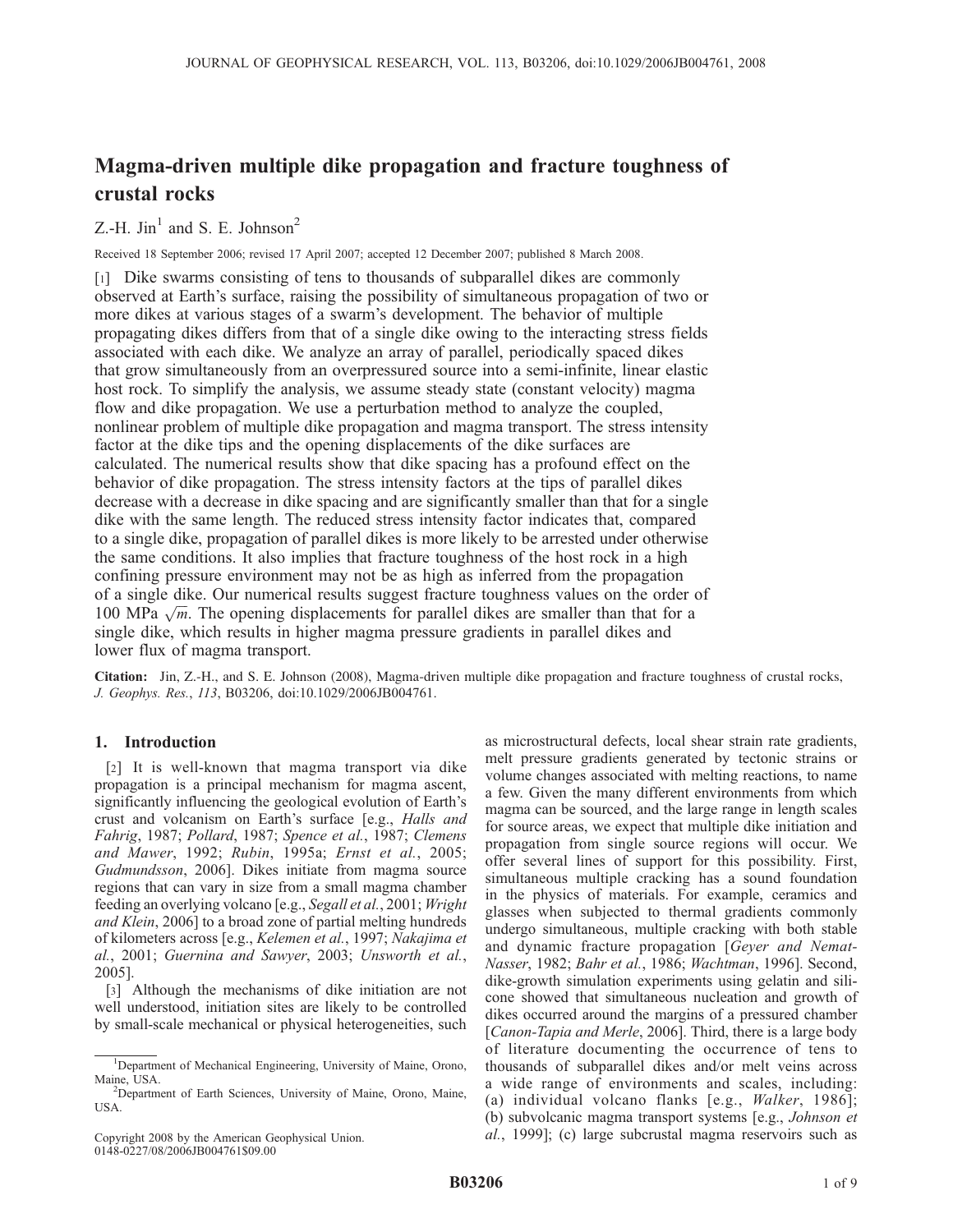# Magma-driven multiple dike propagation and fracture toughness of crustal rocks

Z.-H. Jin[1] and S. E. Johnson[2]

Received 18 September 2006; revised 17 April 2007; accepted 12 December 2007; published 8 March 2008.

[1] Dike swarms consisting of tens to thousands of subparallel dikes are commonly observed at Earth's surface, raising the possibility of simultaneous propagation of two or more dikes at various stages of a swarm's development. The behavior of multiple propagating dikes differs from that of a single dike owing to the interacting stress fields associated with each dike. We analyze an array of parallel, periodically spaced dikes that grow simultaneously from an overpressured source into a semi-infinite, linear elastic host rock. To simplify the analysis, we assume steady state (constant velocity) magma flow and dike propagation. We use a perturbation method to analyze the coupled, nonlinear problem of multiple dike propagation and magma transport. The stress intensity factor at the dike tips and the opening displacements of the dike surfaces are calculated. The numerical results show that dike spacing has a profound effect on the behavior of dike propagation. The stress intensity factors at the tips of parallel dikes decrease with a decrease in dike spacing and are significantly smaller than that for a single dike with the same length. The reduced stress intensity factor indicates that, compared to a single dike, propagation of parallel dikes is more likely to be arrested under otherwise the same conditions. It also implies that fracture toughness of the host rock in a high confining pressure environment may not be as high as inferred from the propagation of a single dike. Our numerical results suggest fracture toughness values on the order of 100 MPa $\sqrt{m}$. The opening displacements for parallel dikes are smaller than that for a single dike, which results in higher magma pressure gradients in parallel dikes and lower flux of magma transport.

**Citation:** Jin, Z.-H., and S. E. Johnson (2008), Magma-driven multiple dike propagation and fracture toughness of crustal rocks, *J. Geophys. Res.*, *113*, B03206, doi:10.1029/2006JB004761.

## 1. Introduction

[2] It is well-known that magma transport via dike propagation is a principal mechanism for magma ascent, significantly influencing the geological evolution of Earth's crust and volcanism on Earth's surface [e.g., *Halls and Fahrig*, 1987; *Pollard*, 1987; *Spence et al.*, 1987; *Clemens and Mawer*, 1992; *Rubin*, 1995a; *Ernst et al.*, 2005; *Gudmundsson*, 2006]. Dikes initiate from magma source regions that can vary in size from a small magma chamber feeding an overlying volcano [e.g., *Segall et al.*, 2001; *Wright and Klein*, 2006] to a broad zone of partial melting hundreds of kilometers across [e.g., *Kelemen et al.*, 1997; *Nakajima et al.*, 2001; *Guernina and Sawyer*, 2003; *Unsworth et al.*, 2005].

[3] Although the mechanisms of dike initiation are not well understood, initiation sites are likely to be controlled by small-scale mechanical or physical heterogeneities, such as microstructural defects, local shear strain rate gradients, melt pressure gradients generated by tectonic strains or volume changes associated with melting reactions, to name a few. Given the many different environments from which magma can be sourced, and the large range in length scales for source areas, we expect that multiple dike initiation and propagation from single source regions will occur. We offer several lines of support for this possibility. First, simultaneous multiple cracking has a sound foundation in the physics of materials. For example, ceramics and glasses when subjected to thermal gradients commonly undergo simultaneous, multiple cracking with both stable and dynamic fracture propagation [*Geyer and Nemat-Nasser*, 1982; *Bahr et al.*, 1986; *Wachtman*, 1996]. Second, dike-growth simulation experiments using gelatin and silicone showed that simultaneous nucleation and growth of dikes occurred around the margins of a pressured chamber [*Canon-Tapia and Merle*, 2006]. Third, there is a large body of literature documenting the occurrence of tens to thousands of subparallel dikes and/or melt veins across a wide range of environments and scales, including: (a) individual volcano flanks [e.g., *Walker*, 1986]; (b) subvolcanic magma transport systems [e.g., *Johnson et al.*, 1999]; (c) large subcrustal magma reservoirs such as

[1]Department of Mechanical Engineering, University of Maine, Orono, Maine, USA.

[2]Department of Earth Sciences, University of Maine, Orono, Maine, USA.

Copyright 2008 by the American Geophysical Union.
0148-0227/08/2006JB004761$09.00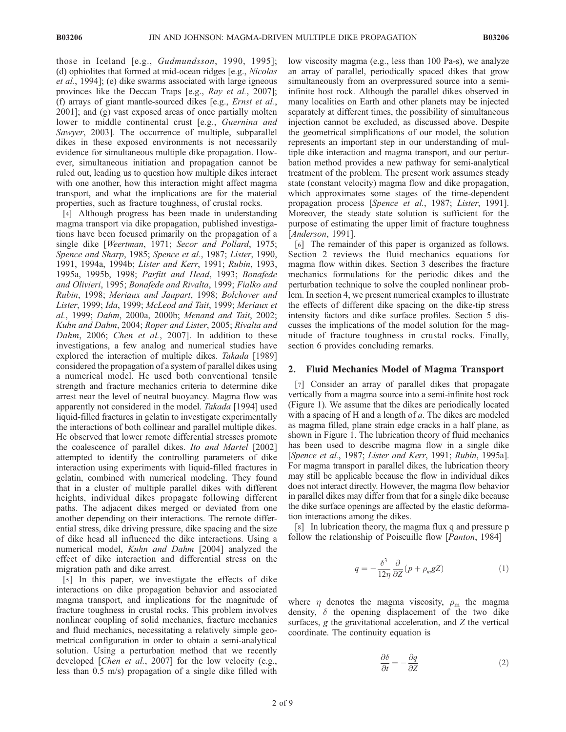those in Iceland [e.g., *Gudmundsson*, 1990, 1995]; (d) ophiolites that formed at mid-ocean ridges [e.g., *Nicolas et al.*, 1994]; (e) dike swarms associated with large igneous provinces like the Deccan Traps [e.g., *Ray et al.*, 2007]; (f) arrays of giant mantle-sourced dikes [e.g., *Ernst et al.*, 2001]; and (g) vast exposed areas of once partially molten lower to middle continental crust [e.g., *Guernina and Sawyer*, 2003]. The occurrence of multiple, subparallel dikes in these exposed environments is not necessarily evidence for simultaneous multiple dike propagation. However, simultaneous initiation and propagation cannot be ruled out, leading us to question how multiple dikes interact with one another, how this interaction might affect magma transport, and what the implications are for the material properties, such as fracture toughness, of crustal rocks.

[4] Although progress has been made in understanding magma transport via dike propagation, published investigations have been focused primarily on the propagation of a single dike [*Weertman*, 1971; *Secor and Pollard*, 1975; *Spence and Sharp*, 1985; *Spence et al.*, 1987; *Lister*, 1990, 1991, 1994a, 1994b; *Lister and Kerr*, 1991; *Rubin*, 1993, 1995a, 1995b, 1998; *Parfitt and Head*, 1993; *Bonafede and Olivieri*, 1995; *Bonafede and Rivalta*, 1999; *Fialko and Rubin*, 1998; *Meriaux and Jaupart*, 1998; *Bolchover and Lister*, 1999; *Ida*, 1999; *McLeod and Tait*, 1999; *Meriaux et al.*, 1999; *Dahm*, 2000a, 2000b; *Menand and Tait*, 2002; *Kuhn and Dahm*, 2004; *Roper and Lister*, 2005; *Rivalta and Dahm*, 2006; *Chen et al.*, 2007]. In addition to these investigations, a few analog and numerical studies have explored the interaction of multiple dikes. *Takada* [1989] considered the propagation of a system of parallel dikes using a numerical model. He used both conventional tensile strength and fracture mechanics criteria to determine dike arrest near the level of neutral buoyancy. Magma flow was apparently not considered in the model. *Takada* [1994] used liquid-filled fractures in gelatin to investigate experimentally the interactions of both collinear and parallel multiple dikes. He observed that lower remote differential stresses promote the coalescence of parallel dikes. *Ito and Martel* [2002] attempted to identify the controlling parameters of dike interaction using experiments with liquid-filled fractures in gelatin, combined with numerical modeling. They found that in a cluster of multiple parallel dikes with different heights, individual dikes propagate following different paths. The adjacent dikes merged or deviated from one another depending on their interactions. The remote differential stress, dike driving pressure, dike spacing and the size of dike head all influenced the dike interactions. Using a numerical model, *Kuhn and Dahm* [2004] analyzed the effect of dike interaction and differential stress on the migration path and dike arrest.

[5] In this paper, we investigate the effects of dike interactions on dike propagation behavior and associated magma transport, and implications for the magnitude of fracture toughness in crustal rocks. This problem involves nonlinear coupling of solid mechanics, fracture mechanics and fluid mechanics, necessitating a relatively simple geometrical configuration in order to obtain a semi-analytical solution. Using a perturbation method that we recently developed [*Chen et al.*, 2007] for the low velocity (e.g., less than 0.5 m/s) propagation of a single dike filled with low viscosity magma (e.g., less than 100 Pa-s), we analyze an array of parallel, periodically spaced dikes that grow simultaneously from an overpressured source into a semi-infinite host rock. Although the parallel dikes observed in many localities on Earth and other planets may be injected separately at different times, the possibility of simultaneous injection cannot be excluded, as discussed above. Despite the geometrical simplifications of our model, the solution represents an important step in our understanding of multiple dike interaction and magma transport, and our perturbation method provides a new pathway for semi-analytical treatment of the problem. The present work assumes steady state (constant velocity) magma flow and dike propagation, which approximates some stages of the time-dependent propagation process [*Spence et al.*, 1987; *Lister*, 1991]. Moreover, the steady state solution is sufficient for the purpose of estimating the upper limit of fracture toughness [*Anderson*, 1991].

[6] The remainder of this paper is organized as follows. Section 2 reviews the fluid mechanics equations for magma flow within dikes. Section 3 describes the fracture mechanics formulations for the periodic dikes and the perturbation technique to solve the coupled nonlinear problem. In section 4, we present numerical examples to illustrate the effects of different dike spacing on the dike-tip stress intensity factors and dike surface profiles. Section 5 discusses the implications of the model solution for the magnitude of fracture toughness in crustal rocks. Finally, section 6 provides concluding remarks.

## 2. Fluid Mechanics Model of Magma Transport

[7] Consider an array of parallel dikes that propagate vertically from a magma source into a semi-infinite host rock (Figure 1). We assume that the dikes are periodically located with a spacing of H and a length of $a$. The dikes are modeled as magma filled, plane strain edge cracks in a half plane, as shown in Figure 1. The lubrication theory of fluid mechanics has been used to describe magma flow in a single dike [*Spence et al.*, 1987; *Lister and Kerr*, 1991; *Rubin*, 1995a]. For magma transport in parallel dikes, the lubrication theory may still be applicable because the flow in individual dikes does not interact directly. However, the magma flow behavior in parallel dikes may differ from that for a single dike because the dike surface openings are affected by the elastic deformation interactions among the dikes.

[8] In lubrication theory, the magma flux q and pressure p follow the relationship of Poiseuille flow [*Panton*, 1984]

$$q = -\frac{\delta^3}{12\eta}\frac{\partial}{\partial Z}(p + \rho_m g Z) \tag{1}$$

where $\eta$ denotes the magma viscosity, $\rho_m$ the magma density, $\delta$ the opening displacement of the two dike surfaces, $g$ the gravitational acceleration, and $Z$ the vertical coordinate. The continuity equation is

$$\frac{\partial \delta}{\partial t} = -\frac{\partial q}{\partial Z} \tag{2}$$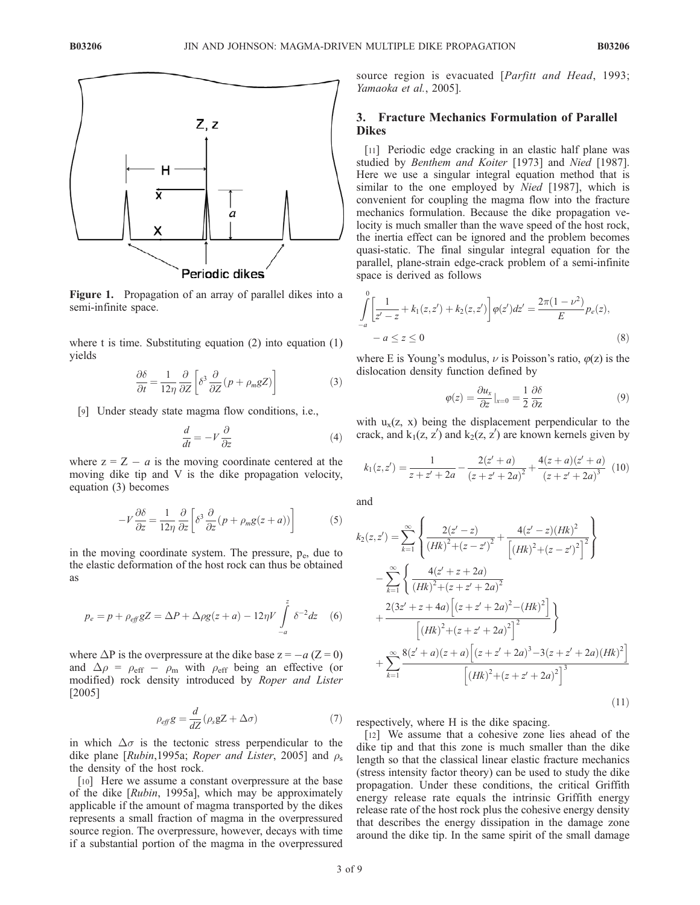Figure 1. Propagation of an array of parallel dikes into a semi-infinite space.

where t is time. Substituting equation (2) into equation (1) yields

$$\frac{\partial \delta}{\partial t} = \frac{1}{12\eta}\frac{\partial}{\partial Z}\left[\delta^3 \frac{\partial}{\partial Z}(p + \rho_m g Z)\right] \tag{3}$$

[9] Under steady state magma flow conditions, i.e.,

$$\frac{d}{dt} = -V\frac{\partial}{\partial z} \tag{4}$$

where z = Z − a is the moving coordinate centered at the moving dike tip and V is the dike propagation velocity, equation (3) becomes

$$-V\frac{\partial \delta}{\partial z} = \frac{1}{12\eta}\frac{\partial}{\partial z}\left[\delta^3 \frac{\partial}{\partial z}(p + \rho_m g(z+a))\right] \tag{5}$$

in the moving coordinate system. The pressure, $p_e$, due to the elastic deformation of the host rock can thus be obtained as

$$p_e = p + \rho_{eff} g Z = \Delta P + \Delta\rho g(z+a) - 12\eta V\int_{-a}^{z}\delta^{-2}dz \tag{6}$$

where $\Delta P$ is the overpressure at the dike base $z = -a$ $(Z = 0)$ and $\Delta\rho = \rho_{eff} - \rho_m$ with $\rho_{eff}$ being an effective (or modified) rock density introduced by *Roper and Lister* [2005]

$$\rho_{eff} g = \frac{d}{dZ}(\rho_s g Z + \Delta\sigma) \tag{7}$$

in which $\Delta\sigma$ is the tectonic stress perpendicular to the dike plane [*Rubin*,1995a; *Roper and Lister*, 2005] and $\rho_s$ the density of the host rock.

[10] Here we assume a constant overpressure at the base of the dike [*Rubin*, 1995a], which may be approximately applicable if the amount of magma transported by the dikes represents a small fraction of magma in the overpressured source region. The overpressure, however, decays with time if a substantial portion of the magma in the overpressured source region is evacuated [*Parfitt and Head*, 1993; *Yamaoka et al.*, 2005].

## 3. Fracture Mechanics Formulation of Parallel Dikes

[11] Periodic edge cracking in an elastic half plane was studied by *Benthem and Koiter* [1973] and *Nied* [1987]. Here we use a singular integral equation method that is similar to the one employed by *Nied* [1987], which is convenient for coupling the magma flow into the fracture mechanics formulation. Because the dike propagation velocity is much smaller than the wave speed of the host rock, the inertia effect can be ignored and the problem becomes quasi-static. The final singular integral equation for the parallel, plane-strain edge-crack problem of a semi-infinite space is derived as follows

$$\int_{-a}^{0}\left[\frac{1}{z'-z} + k_1(z,z') + k_2(z,z')\right]\varphi(z')dz' = \frac{2\pi(1-\nu^2)}{E}p_e(z), \quad -a \le z \le 0 \tag{8}$$

where E is Young's modulus, $\nu$ is Poisson's ratio, $\varphi(z)$ is the dislocation density function defined by

$$\varphi(z) = \frac{\partial u_x}{\partial z}\Big|_{x=0} = \frac{1}{2}\frac{\partial \delta}{\partial z} \tag{9}$$

with $u_x(z, x)$ being the displacement perpendicular to the crack, and $k_1(z, z')$ and $k_2(z, z')$ are known kernels given by

$$k_1(z,z') = \frac{1}{z+z'+2a} - \frac{2(z'+a)}{(z+z'+2a)^2} + \frac{4(z+a)(z'+a)}{(z+z'+2a)^3} \tag{10}$$

and

$$\begin{aligned}
k_2(z,z') = &\sum_{k=1}^{\infty}\left\{\frac{2(z'-z)}{(Hk)^2+(z-z')^2} + \frac{4(z'-z)(Hk)^2}{\left[(Hk)^2+(z-z')^2\right]^2}\right\} \\
&- \sum_{k=1}^{\infty}\left\{\frac{4(z'+z+2a)}{(Hk)^2+(z+z'+2a)^2}\right. \\
&\left. + \frac{2(3z'+z+4a)\left[(z+z'+2a)^2-(Hk)^2\right]}{\left[(Hk)^2+(z+z'+2a)^2\right]^2}\right\} \\
&+ \sum_{k=1}^{\infty}\frac{8(z'+a)(z+a)\left[(z+z'+2a)^3-3(z+z'+2a)(Hk)^2\right]}{\left[(Hk)^2+(z+z'+2a)^2\right]^3}
\end{aligned} \tag{11}$$

respectively, where H is the dike spacing.

[12] We assume that a cohesive zone lies ahead of the dike tip and that this zone is much smaller than the dike length so that the classical linear elastic fracture mechanics (stress intensity factor theory) can be used to study the dike propagation. Under these conditions, the critical Griffith energy release rate equals the intrinsic Griffith energy release rate of the host rock plus the cohesive energy density that describes the energy dissipation in the damage zone around the dike tip. In the same spirit of the small damage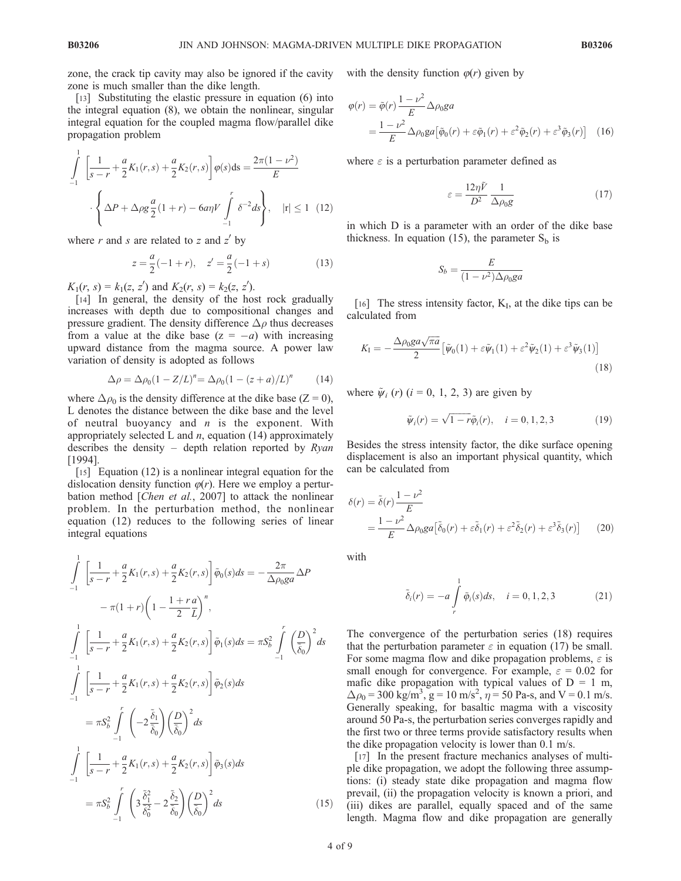zone, the crack tip cavity may also be ignored if the cavity zone is much smaller than the dike length.

[13] Substituting the elastic pressure in equation (6) into the integral equation (8), we obtain the nonlinear, singular integral equation for the coupled magma flow/parallel dike propagation problem

$$\int_{-1}^{1}\left[\frac{1}{s-r}+\frac{a}{2}K_1(r,s)+\frac{a}{2}K_2(r,s)\right]\varphi(s)\mathrm{d}s=\frac{2\pi(1-\nu^2)}{E}\cdot\left\{\Delta P+\Delta\rho g\frac{a}{2}(1+r)-6a\eta V\int_{-1}^{r}\delta^{-2}ds\right\},\quad |r|\leq 1 \quad (12)$$

where $r$ and $s$ are related to $z$ and $z'$ by

$$z=\frac{a}{2}(-1+r),\quad z'=\frac{a}{2}(-1+s) \quad (13)$$

$K_1(r, s) = k_1(z, z')$ and $K_2(r, s) = k_2(z, z')$.

[14] In general, the density of the host rock gradually increases with depth due to compositional changes and pressure gradient. The density difference $\Delta\rho$ thus decreases from a value at the dike base ($z = -a$) with increasing upward distance from the magma source. A power law variation of density is adopted as follows

$$\Delta\rho=\Delta\rho_0(1-Z/L)^n=\Delta\rho_0(1-(z+a)/L)^n \quad (14)$$

where $\Delta\rho_0$ is the density difference at the dike base ($Z = 0$), L denotes the distance between the dike base and the level of neutral buoyancy and $n$ is the exponent. With appropriately selected L and $n$, equation (14) approximately describes the density – depth relation reported by *Ryan* [1994].

[15] Equation (12) is a nonlinear integral equation for the dislocation density function $\varphi(r)$. Here we employ a perturbation method [*Chen et al.*, 2007] to attack the nonlinear problem. In the perturbation method, the nonlinear equation (12) reduces to the following series of linear integral equations

$$\begin{aligned}
&\int_{-1}^{1}\left[\frac{1}{s-r}+\frac{a}{2}K_1(r,s)+\frac{a}{2}K_2(r,s)\right]\bar{\varphi}_0(s)ds=-\frac{2\pi}{\Delta\rho_0 ga}\Delta P-\pi(1+r)\left(1-\frac{1+r}{2}\frac{a}{L}\right)^n,\\
&\int_{-1}^{1}\left[\frac{1}{s-r}+\frac{a}{2}K_1(r,s)+\frac{a}{2}K_2(r,s)\right]\bar{\varphi}_1(s)ds=\pi S_b^2\int_{-1}^{r}\left(\frac{D}{\bar{\delta}_0}\right)^2ds\\
&\int_{-1}^{1}\left[\frac{1}{s-r}+\frac{a}{2}K_1(r,s)+\frac{a}{2}K_2(r,s)\right]\bar{\varphi}_2(s)ds=\pi S_b^2\int_{-1}^{r}\left(-2\frac{\bar{\delta}_1}{\bar{\delta}_0}\right)\left(\frac{D}{\bar{\delta}_0}\right)^2ds\\
&\int_{-1}^{1}\left[\frac{1}{s-r}+\frac{a}{2}K_1(r,s)+\frac{a}{2}K_2(r,s)\right]\bar{\varphi}_3(s)ds=\pi S_b^2\int_{-1}^{r}\left(3\frac{\bar{\delta}_1^2}{\bar{\delta}_0^2}-2\frac{\bar{\delta}_2}{\bar{\delta}_0}\right)\left(\frac{D}{\bar{\delta}_0}\right)^2ds
\end{aligned} \quad (15)$$

with the density function $\varphi(r)$ given by

$$\varphi(r)=\bar{\varphi}(r)\frac{1-\nu^2}{E}\Delta\rho_0 ga=\frac{1-\nu^2}{E}\Delta\rho_0 ga\left[\bar{\varphi}_0(r)+\varepsilon\bar{\varphi}_1(r)+\varepsilon^2\bar{\varphi}_2(r)+\varepsilon^3\bar{\varphi}_3(r)\right] \quad (16)$$

where $\varepsilon$ is a perturbation parameter defined as

$$\varepsilon=\frac{12\eta\bar{V}}{D^2}\frac{1}{\Delta\rho_0 g} \quad (17)$$

in which D is a parameter with an order of the dike base thickness. In equation (15), the parameter $S_b$ is

$$S_b=\frac{E}{(1-\nu^2)\Delta\rho_0 ga}$$

[16] The stress intensity factor, $K_I$, at the dike tips can be calculated from

$$K_I=-\frac{\Delta\rho_0 ga\sqrt{\pi a}}{2}\left[\bar{\psi}_0(1)+\varepsilon\bar{\psi}_1(1)+\varepsilon^2\bar{\psi}_2(1)+\varepsilon^3\bar{\psi}_3(1)\right] \quad (18)$$

where $\bar{\psi}_i(r)$ ($i = 0, 1, 2, 3$) are given by

$$\bar{\psi}_i(r)=\sqrt{1-r}\bar{\varphi}_i(r),\quad i=0,1,2,3 \quad (19)$$

Besides the stress intensity factor, the dike surface opening displacement is also an important physical quantity, which can be calculated from

$$\delta(r)=\bar{\delta}(r)\frac{1-\nu^2}{E}=\frac{1-\nu^2}{E}\Delta\rho_0 ga\left[\bar{\delta}_0(r)+\varepsilon\bar{\delta}_1(r)+\varepsilon^2\bar{\delta}_2(r)+\varepsilon^3\bar{\delta}_3(r)\right] \quad (20)$$

with

$$\bar{\delta}_i(r)=-a\int_{r}^{1}\bar{\varphi}_i(s)ds,\quad i=0,1,2,3 \quad (21)$$

The convergence of the perturbation series (18) requires that the perturbation parameter $\varepsilon$ in equation (17) be small. For some magma flow and dike propagation problems, $\varepsilon$ is small enough for convergence. For example, $\varepsilon = 0.02$ for mafic dike propagation with typical values of D = 1 m, $\Delta\rho_0 = 300$ kg/m$^3$, g = 10 m/s$^2$, $\eta = 50$ Pa-s, and V = 0.1 m/s. Generally speaking, for basaltic magma with a viscosity around 50 Pa-s, the perturbation series converges rapidly and the first two or three terms provide satisfactory results when the dike propagation velocity is lower than 0.1 m/s.

[17] In the present fracture mechanics analyses of multiple dike propagation, we adopt the following three assumptions: (i) steady state dike propagation and magma flow prevail, (ii) the propagation velocity is known a priori, and (iii) dikes are parallel, equally spaced and of the same length. Magma flow and dike propagation are generally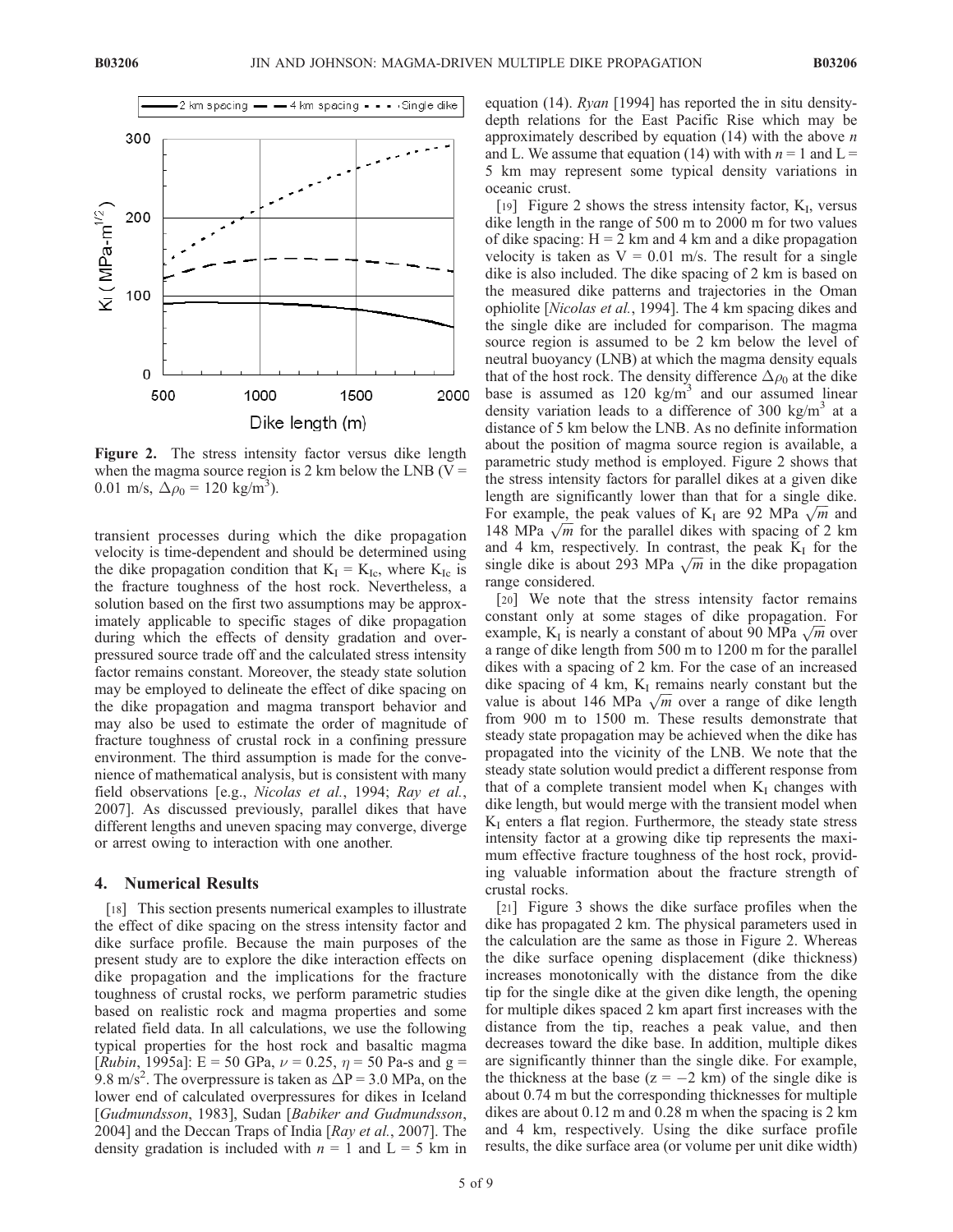**Figure 2.** The stress intensity factor versus dike length when the magma source region is 2 km below the LNB ($V = 0.01$ m/s, $\Delta\rho_0 = 120$ kg/m$^3$).

transient processes during which the dike propagation velocity is time-dependent and should be determined using the dike propagation condition that $K_I = K_{Ic}$, where $K_{Ic}$ is the fracture toughness of the host rock. Nevertheless, a solution based on the first two assumptions may be approximately applicable to specific stages of dike propagation during which the effects of density gradation and overpressured source trade off and the calculated stress intensity factor remains constant. Moreover, the steady state solution may be employed to delineate the effect of dike spacing on the dike propagation and magma transport behavior and may also be used to estimate the order of magnitude of fracture toughness of crustal rock in a confining pressure environment. The third assumption is made for the convenience of mathematical analysis, but is consistent with many field observations [e.g., *Nicolas et al.*, 1994; *Ray et al.*, 2007]. As discussed previously, parallel dikes that have different lengths and uneven spacing may converge, diverge or arrest owing to interaction with one another.

## 4. Numerical Results

[18] This section presents numerical examples to illustrate the effect of dike spacing on the stress intensity factor and dike surface profile. Because the main purposes of the present study are to explore the dike interaction effects on dike propagation and the implications for the fracture toughness of crustal rocks, we perform parametric studies based on realistic rock and magma properties and some related field data. In all calculations, we use the following typical properties for the host rock and basaltic magma [*Rubin*, 1995a]: $E = 50$ GPa, $\nu = 0.25$, $\eta = 50$ Pa-s and $g = 9.8$ m/s$^2$. The overpressure is taken as $\Delta P = 3.0$ MPa, on the lower end of calculated overpressures for dikes in Iceland [*Gudmundsson*, 1983], Sudan [*Babiker and Gudmundsson*, 2004] and the Deccan Traps of India [*Ray et al.*, 2007]. The density gradation is included with $n = 1$ and $L = 5$ km in equation (14). *Ryan* [1994] has reported the in situ density-depth relations for the East Pacific Rise which may be approximately described by equation (14) with the above $n$ and L. We assume that equation (14) with with $n = 1$ and $L = 5$ km may represent some typical density variations in oceanic crust.

[19] Figure 2 shows the stress intensity factor, $K_I$, versus dike length in the range of 500 m to 2000 m for two values of dike spacing: $H = 2$ km and 4 km and a dike propagation velocity is taken as $V = 0.01$ m/s. The result for a single dike is also included. The dike spacing of 2 km is based on the measured dike patterns and trajectories in the Oman ophiolite [*Nicolas et al.*, 1994]. The 4 km spacing dikes and the single dike are included for comparison. The magma source region is assumed to be 2 km below the level of neutral buoyancy (LNB) at which the magma density equals that of the host rock. The density difference $\Delta\rho_0$ at the dike base is assumed as 120 kg/m$^3$ and our assumed linear density variation leads to a difference of 300 kg/m$^3$ at a distance of 5 km below the LNB. As no definite information about the position of magma source region is available, a parametric study method is employed. Figure 2 shows that the stress intensity factors for parallel dikes at a given dike length are significantly lower than that for a single dike. For example, the peak values of $K_I$ are 92 MPa $\sqrt{m}$ and 148 MPa $\sqrt{m}$ for the parallel dikes with spacing of 2 km and 4 km, respectively. In contrast, the peak $K_I$ for the single dike is about 293 MPa $\sqrt{m}$ in the dike propagation range considered.

[20] We note that the stress intensity factor remains constant only at some stages of dike propagation. For example, $K_I$ is nearly a constant of about 90 MPa $\sqrt{m}$ over a range of dike length from 500 m to 1200 m for the parallel dikes with a spacing of 2 km. For the case of an increased dike spacing of 4 km, $K_I$ remains nearly constant but the value is about 146 MPa $\sqrt{m}$ over a range of dike length from 900 m to 1500 m. These results demonstrate that steady state propagation may be achieved when the dike has propagated into the vicinity of the LNB. We note that the steady state solution would predict a different response from that of a complete transient model when $K_I$ changes with dike length, but would merge with the transient model when $K_I$ enters a flat region. Furthermore, the steady state stress intensity factor at a growing dike tip represents the maximum effective fracture toughness of the host rock, providing valuable information about the fracture strength of crustal rocks.

[21] Figure 3 shows the dike surface profiles when the dike has propagated 2 km. The physical parameters used in the calculation are the same as those in Figure 2. Whereas the dike surface opening displacement (dike thickness) increases monotonically with the distance from the dike tip for the single dike at the given dike length, the opening for multiple dikes spaced 2 km apart first increases with the distance from the tip, reaches a peak value, and then decreases toward the dike base. In addition, multiple dikes are significantly thinner than the single dike. For example, the thickness at the base ($z = -2$ km) of the single dike is about 0.74 m but the corresponding thicknesses for multiple dikes are about 0.12 m and 0.28 m when the spacing is 2 km and 4 km, respectively. Using the dike surface profile results, the dike surface area (or volume per unit dike width)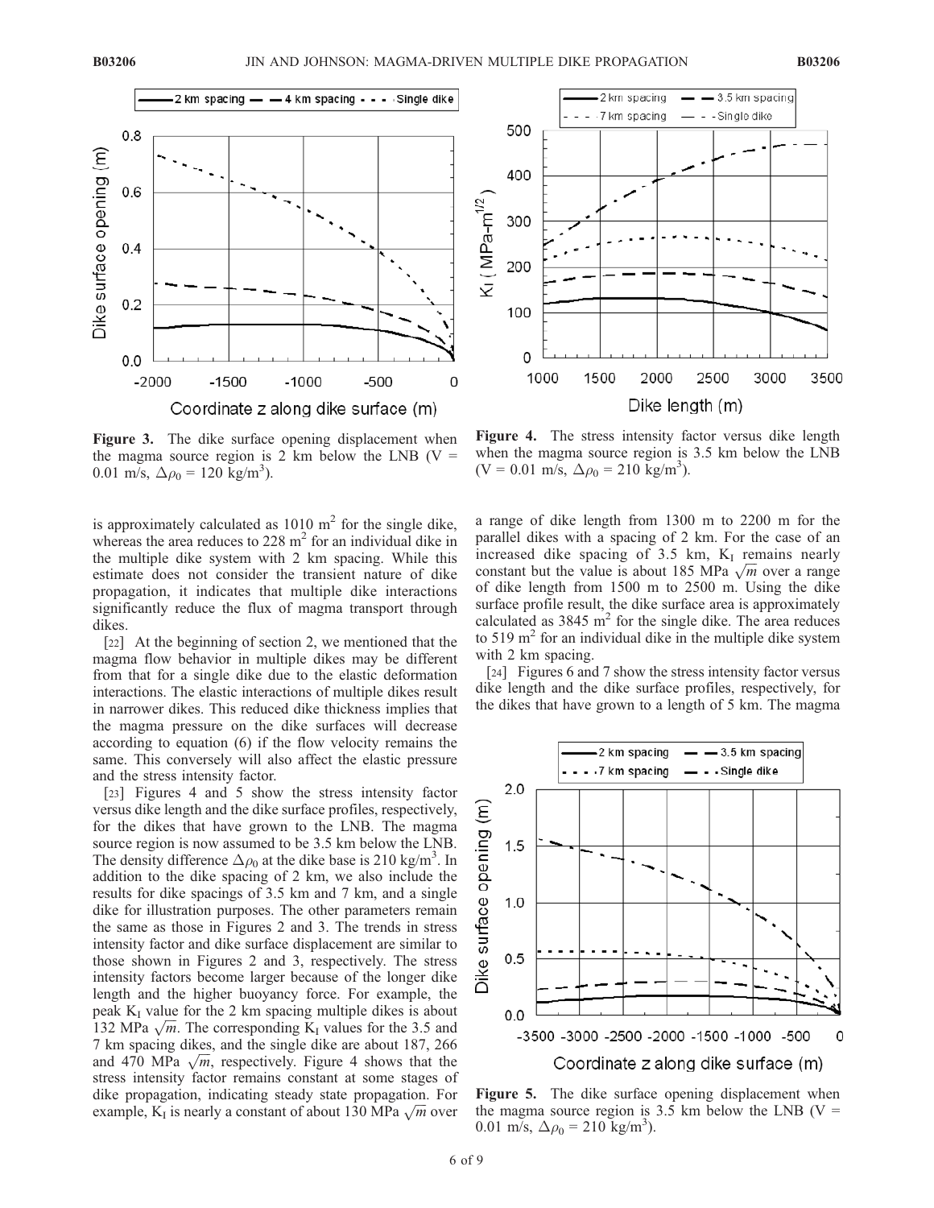**Figure 3.** The dike surface opening displacement when the magma source region is 2 km below the LNB ($V = 0.01$ m/s, $\Delta\rho_0 = 120$ kg/m$^3$).

**Figure 4.** The stress intensity factor versus dike length when the magma source region is 3.5 km below the LNB ($V = 0.01$ m/s, $\Delta\rho_0 = 210$ kg/m$^3$).

is approximately calculated as 1010 m$^2$ for the single dike, whereas the area reduces to 228 m$^2$ for an individual dike in the multiple dike system with 2 km spacing. While this estimate does not consider the transient nature of dike propagation, it indicates that multiple dike interactions significantly reduce the flux of magma transport through dikes.

[22] At the beginning of section 2, we mentioned that the magma flow behavior in multiple dikes may be different from that for a single dike due to the elastic deformation interactions. The elastic interactions of multiple dikes result in narrower dikes. This reduced dike thickness implies that the magma pressure on the dike surfaces will decrease according to equation (6) if the flow velocity remains the same. This conversely will also affect the elastic pressure and the stress intensity factor.

[23] Figures 4 and 5 show the stress intensity factor versus dike length and the dike surface profiles, respectively, for the dikes that have grown to the LNB. The magma source region is now assumed to be 3.5 km below the LNB. The density difference $\Delta\rho_0$ at the dike base is 210 kg/m$^3$. In addition to the dike spacing of 2 km, we also include the results for dike spacings of 3.5 km and 7 km, and a single dike for illustration purposes. The other parameters remain the same as those in Figures 2 and 3. The trends in stress intensity factor and dike surface displacement are similar to those shown in Figures 2 and 3, respectively. The stress intensity factors become larger because of the longer dike length and the higher buoyancy force. For example, the peak $K_I$ value for the 2 km spacing multiple dikes is about 132 MPa $\sqrt{m}$. The corresponding $K_I$ values for the 3.5 and 7 km spacing dikes, and the single dike are about 187, 266 and 470 MPa $\sqrt{m}$, respectively. Figure 4 shows that the stress intensity factor remains constant at some stages of dike propagation, indicating steady state propagation. For example, $K_I$ is nearly a constant of about 130 MPa $\sqrt{m}$ over a range of dike length from 1300 m to 2200 m for the parallel dikes with a spacing of 2 km. For the case of an increased dike spacing of 3.5 km, $K_I$ remains nearly constant but the value is about 185 MPa $\sqrt{m}$ over a range of dike length from 1500 m to 2500 m. Using the dike surface profile result, the dike surface area is approximately calculated as 3845 m$^2$ for the single dike. The area reduces to 519 m$^2$ for an individual dike in the multiple dike system with 2 km spacing.

[24] Figures 6 and 7 show the stress intensity factor versus dike length and the dike surface profiles, respectively, for the dikes that have grown to a length of 5 km. The magma

**Figure 5.** The dike surface opening displacement when the magma source region is 3.5 km below the LNB ($V = 0.01$ m/s, $\Delta\rho_0 = 210$ kg/m$^3$).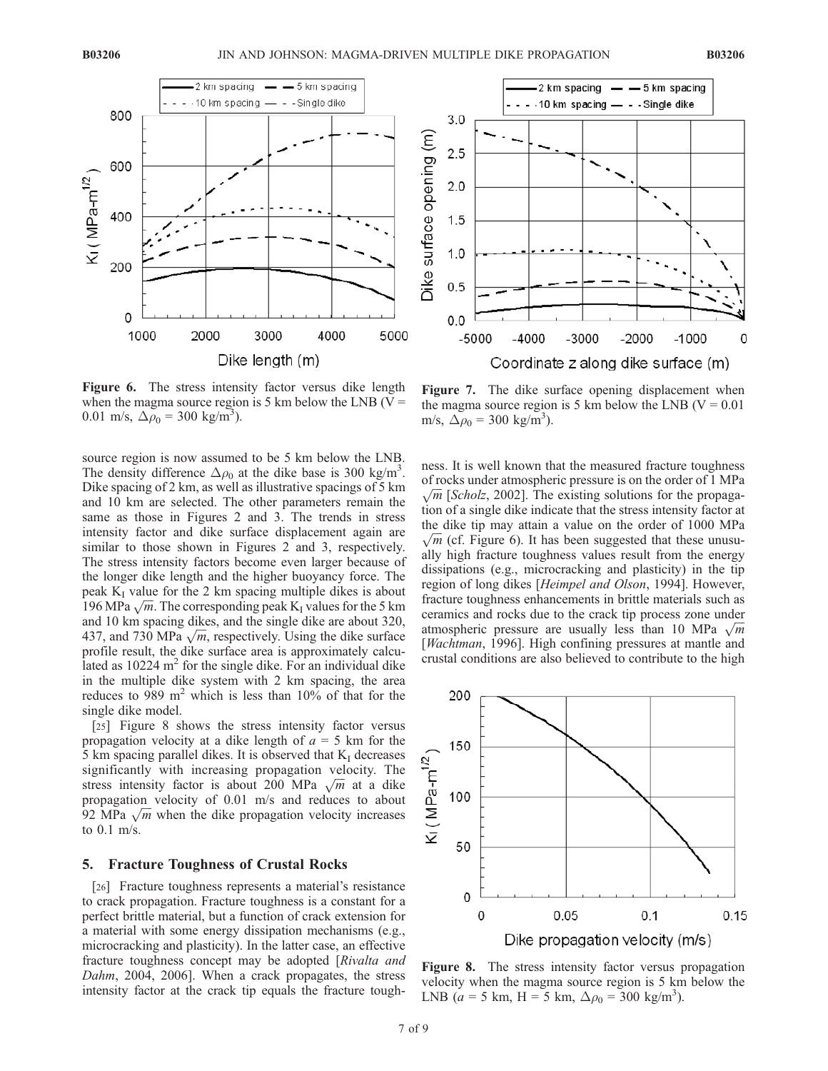Figure 6. The stress intensity factor versus dike length when the magma source region is 5 km below the LNB ($V$ = 0.01 m/s, $\Delta\rho_0$ = 300 kg/m$^3$).

Figure 7. The dike surface opening displacement when the magma source region is 5 km below the LNB ($V$ = 0.01 m/s, $\Delta\rho_0$ = 300 kg/m$^3$).

source region is now assumed to be 5 km below the LNB. The density difference $\Delta\rho_0$ at the dike base is 300 kg/m$^3$. Dike spacing of 2 km, as well as illustrative spacings of 5 km and 10 km are selected. The other parameters remain the same as those in Figures 2 and 3. The trends in stress intensity factor and dike surface displacement again are similar to those shown in Figures 2 and 3, respectively. The stress intensity factors become even larger because of the longer dike length and the higher buoyancy force. The peak $K_I$ value for the 2 km spacing multiple dikes is about 196 MPa $\sqrt{m}$. The corresponding peak $K_I$ values for the 5 km and 10 km spacing dikes, and the single dike are about 320, 437, and 730 MPa $\sqrt{m}$, respectively. Using the dike surface profile result, the dike surface area is approximately calculated as 10224 m$^2$ for the single dike. For an individual dike in the multiple dike system with 2 km spacing, the area reduces to 989 m$^2$ which is less than 10% of that for the single dike model.

[25] Figure 8 shows the stress intensity factor versus propagation velocity at a dike length of $a$ = 5 km for the 5 km spacing parallel dikes. It is observed that $K_I$ decreases significantly with increasing propagation velocity. The stress intensity factor is about 200 MPa $\sqrt{m}$ at a dike propagation velocity of 0.01 m/s and reduces to about 92 MPa $\sqrt{m}$ when the dike propagation velocity increases to 0.1 m/s.

## 5. Fracture Toughness of Crustal Rocks

[26] Fracture toughness represents a material's resistance to crack propagation. Fracture toughness is a constant for a perfect brittle material, but a function of crack extension for a material with some energy dissipation mechanisms (e.g., microcracking and plasticity). In the latter case, an effective fracture toughness concept may be adopted [*Rivalta and Dahm*, 2004, 2006]. When a crack propagates, the stress intensity factor at the crack tip equals the fracture toughness. It is well known that the measured fracture toughness of rocks under atmospheric pressure is on the order of 1 MPa $\sqrt{m}$ [*Scholz*, 2002]. The existing solutions for the propagation of a single dike indicate that the stress intensity factor at the dike tip may attain a value on the order of 1000 MPa $\sqrt{m}$ (cf. Figure 6). It has been suggested that these unusually high fracture toughness values result from the energy dissipations (e.g., microcracking and plasticity) in the tip region of long dikes [*Heimpel and Olson*, 1994]. However, fracture toughness enhancements in brittle materials such as ceramics and rocks due to the crack tip process zone under atmospheric pressure are usually less than 10 MPa $\sqrt{m}$ [*Wachtman*, 1996]. High confining pressures at mantle and crustal conditions are also believed to contribute to the high

Figure 8. The stress intensity factor versus propagation velocity when the magma source region is 5 km below the LNB ($a$ = 5 km, H = 5 km, $\Delta\rho_0$ = 300 kg/m$^3$).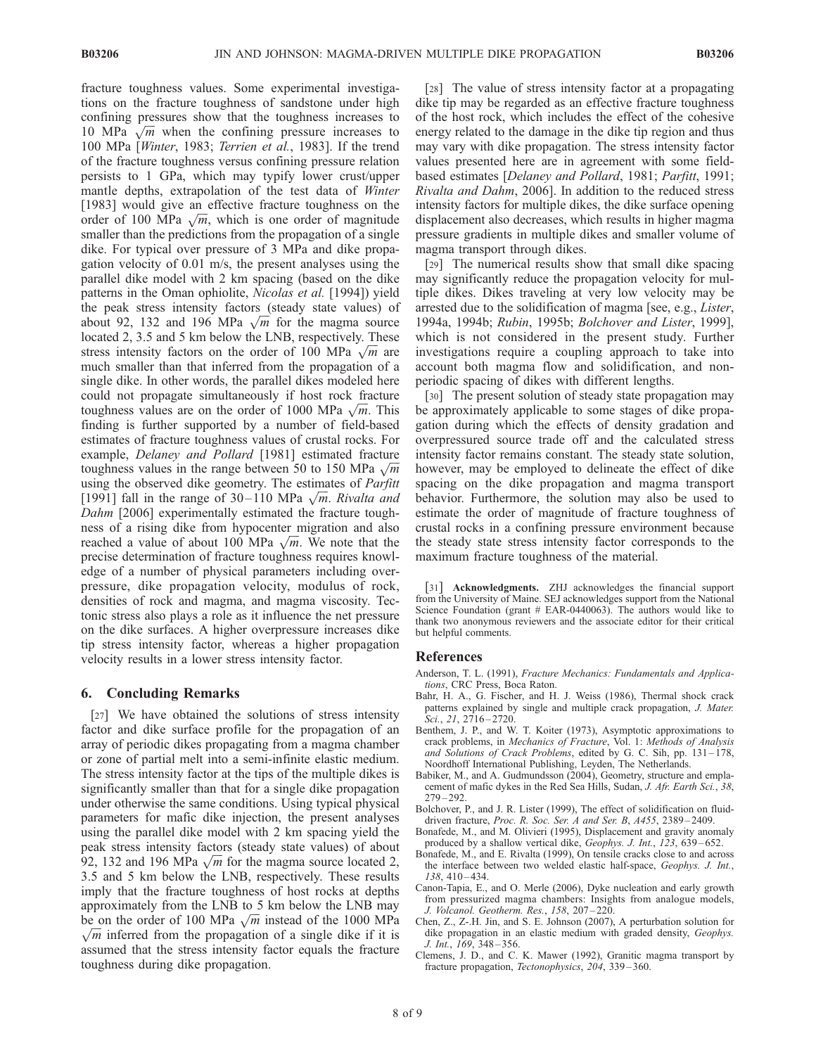fracture toughness values. Some experimental investigations on the fracture toughness of sandstone under high confining pressures show that the toughness increases to 10 MPa $\sqrt{m}$ when the confining pressure increases to 100 MPa [*Winter*, 1983; *Terrien et al.*, 1983]. If the trend of the fracture toughness versus confining pressure relation persists to 1 GPa, which may typify lower crust/upper mantle depths, extrapolation of the test data of *Winter* [1983] would give an effective fracture toughness on the order of 100 MPa $\sqrt{m}$, which is one order of magnitude smaller than the predictions from the propagation of a single dike. For typical over pressure of 3 MPa and dike propagation velocity of 0.01 m/s, the present analyses using the parallel dike model with 2 km spacing (based on the dike patterns in the Oman ophiolite, *Nicolas et al.* [1994]) yield the peak stress intensity factors (steady state values) of about 92, 132 and 196 MPa $\sqrt{m}$ for the magma source located 2, 3.5 and 5 km below the LNB, respectively. These stress intensity factors on the order of 100 MPa $\sqrt{m}$ are much smaller than that inferred from the propagation of a single dike. In other words, the parallel dikes modeled here could not propagate simultaneously if host rock fracture toughness values are on the order of 1000 MPa $\sqrt{m}$. This finding is further supported by a number of field-based estimates of fracture toughness values of crustal rocks. For example, *Delaney and Pollard* [1981] estimated fracture toughness values in the range between 50 to 150 MPa $\sqrt{m}$ using the observed dike geometry. The estimates of *Parfitt* [1991] fall in the range of 30–110 MPa $\sqrt{m}$. *Rivalta and Dahm* [2006] experimentally estimated the fracture toughness of a rising dike from hypocenter migration and also reached a value of about 100 MPa $\sqrt{m}$. We note that the precise determination of fracture toughness requires knowledge of a number of physical parameters including overpressure, dike propagation velocity, modulus of rock, densities of rock and magma, and magma viscosity. Tectonic stress also plays a role as it influence the net pressure on the dike surfaces. A higher overpressure increases dike tip stress intensity factor, whereas a higher propagation velocity results in a lower stress intensity factor.

## 6. Concluding Remarks

[27] We have obtained the solutions of stress intensity factor and dike surface profile for the propagation of an array of periodic dikes propagating from a magma chamber or zone of partial melt into a semi-infinite elastic medium. The stress intensity factor at the tips of the multiple dikes is significantly smaller than that for a single dike propagation under otherwise the same conditions. Using typical physical parameters for mafic dike injection, the present analyses using the parallel dike model with 2 km spacing yield the peak stress intensity factors (steady state values) of about 92, 132 and 196 MPa $\sqrt{m}$ for the magma source located 2, 3.5 and 5 km below the LNB, respectively. These results imply that the fracture toughness of host rocks at depths approximately from the LNB to 5 km below the LNB may be on the order of 100 MPa $\sqrt{m}$ instead of the 1000 MPa $\sqrt{m}$ inferred from the propagation of a single dike if it is assumed that the stress intensity factor equals the fracture toughness during dike propagation.

[28] The value of stress intensity factor at a propagating dike tip may be regarded as an effective fracture toughness of the host rock, which includes the effect of the cohesive energy related to the damage in the dike tip region and thus may vary with dike propagation. The stress intensity factor values presented here are in agreement with some field-based estimates [*Delaney and Pollard*, 1981; *Parfitt*, 1991; *Rivalta and Dahm*, 2006]. In addition to the reduced stress intensity factors for multiple dikes, the dike surface opening displacement also decreases, which results in higher magma pressure gradients in multiple dikes and smaller volume of magma transport through dikes.

[29] The numerical results show that small dike spacing may significantly reduce the propagation velocity for multiple dikes. Dikes traveling at very low velocity may be arrested due to the solidification of magma [see, e.g., *Lister*, 1994a, 1994b; *Rubin*, 1995b; *Bolchover and Lister*, 1999], which is not considered in the present study. Further investigations require a coupling approach to take into account both magma flow and solidification, and non-periodic spacing of dikes with different lengths.

[30] The present solution of steady state propagation may be approximately applicable to some stages of dike propagation during which the effects of density gradation and overpressured source trade off and the calculated stress intensity factor remains constant. The steady state solution, however, may be employed to delineate the effect of dike spacing on the dike propagation and magma transport behavior. Furthermore, the solution may also be used to estimate the order of magnitude of fracture toughness of crustal rocks in a confining pressure environment because the steady state stress intensity factor corresponds to the maximum fracture toughness of the material.

[31] **Acknowledgments.** ZHJ acknowledges the financial support from the University of Maine. SEJ acknowledges support from the National Science Foundation (grant # EAR-0440063). The authors would like to thank two anonymous reviewers and the associate editor for their critical but helpful comments.

## References

Anderson, T. L. (1991), *Fracture Mechanics: Fundamentals and Applications*, CRC Press, Boca Raton.

Bahr, H. A., G. Fischer, and H. J. Weiss (1986), Thermal shock crack patterns explained by single and multiple crack propagation, *J. Mater. Sci.*, *21*, 2716–2720.

Benthem, J. P., and W. T. Koiter (1973), Asymptotic approximations to crack problems, in *Mechanics of Fracture*, Vol. 1: *Methods of Analysis and Solutions of Crack Problems*, edited by G. C. Sih, pp. 131–178, Noordhoff International Publishing, Leyden, The Netherlands.

Babiker, M., and A. Gudmundsson (2004), Geometry, structure and emplacement of mafic dykes in the Red Sea Hills, Sudan, *J. Afr. Earth Sci.*, *38*, 279–292.

Bolchover, P., and J. R. Lister (1999), The effect of solidification on fluid-driven fracture, *Proc. R. Soc. Ser. A and Ser. B*, *A455*, 2389–2409.

Bonafede, M., and M. Olivieri (1995), Displacement and gravity anomaly produced by a shallow vertical dike, *Geophys. J. Int.*, *123*, 639–652.

Bonafede, M., and E. Rivalta (1999), On tensile cracks close to and across the interface between two welded elastic half-space, *Geophys. J. Int.*, *138*, 410–434.

Canon-Tapia, E., and O. Merle (2006), Dyke nucleation and early growth from pressurized magma chambers: Insights from analogue models, *J. Volcanol. Geotherm. Res.*, *158*, 207–220.

Chen, Z., Z.-H. Jin, and S. E. Johnson (2007), A perturbation solution for dike propagation in an elastic medium with graded density, *Geophys. J. Int.*, *169*, 348–356.

Clemens, J. D., and C. K. Mawer (1992), Granitic magma transport by fracture propagation, *Tectonophysics*, *204*, 339–360.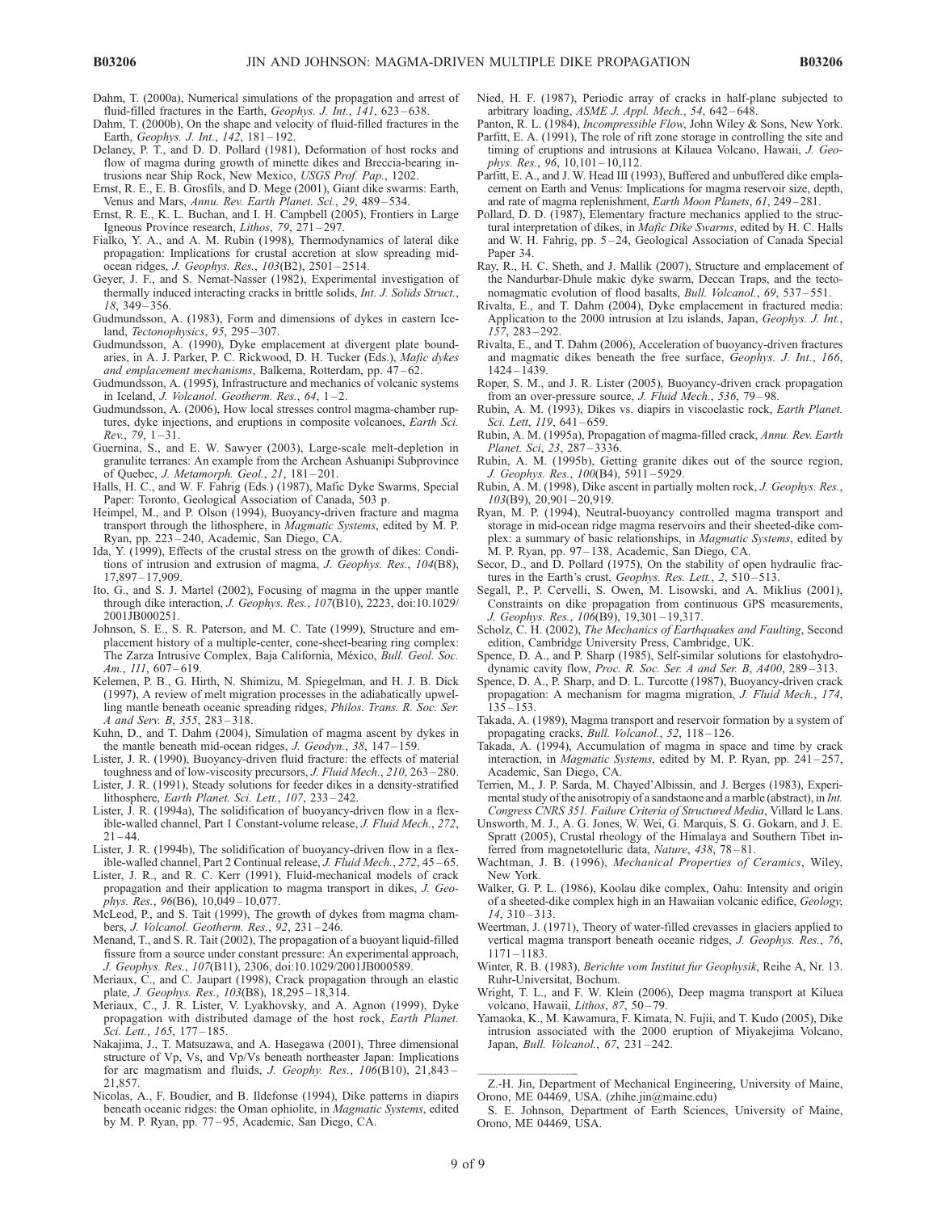Dahm, T. (2000a), Numerical simulations of the propagation and arrest of fluid-filled fractures in the Earth, *Geophys. J. Int.*, *141*, 623–638.

Dahm, T. (2000b), On the shape and velocity of fluid-filled fractures in the Earth, *Geophys. J. Int.*, *142*, 181–192.

Delaney, P. T., and D. D. Pollard (1981), Deformation of host rocks and flow of magma during growth of minette dikes and Breccia-bearing intrusions near Ship Rock, New Mexico, *USGS Prof. Pap.*, 1202.

Ernst, R. E., E. B. Grosfils, and D. Mege (2001), Giant dike swarms: Earth, Venus and Mars, *Annu. Rev. Earth Planet. Sci.*, *29*, 489–534.

Ernst, R. E., K. L. Buchan, and I. H. Campbell (2005), Frontiers in Large Igneous Province research, *Lithos*, *79*, 271–297.

Fialko, Y. A., and A. M. Rubin (1998), Thermodynamics of lateral dike propagation: Implications for crustal accretion at slow spreading mid-ocean ridges, *J. Geophys. Res.*, *103*(B2), 2501–2514.

Geyer, J. F., and S. Nemat-Nasser (1982), Experimental investigation of thermally induced interacting cracks in brittle solids, *Int. J. Solids Struct.*, *18*, 349–356.

Gudmundsson, A. (1983), Form and dimensions of dykes in eastern Iceland, *Tectonophysics*, *95*, 295–307.

Gudmundsson, A. (1990), Dyke emplacement at divergent plate boundaries, in A. J. Parker, P. C. Rickwood, D. H. Tucker (Eds.), *Mafic dykes and emplacement mechanisms*, Balkema, Rotterdam, pp. 47–62.

Gudmundsson, A. (1995), Infrastructure and mechanics of volcanic systems in Iceland, *J. Volcanol. Geotherm. Res.*, *64*, 1–2.

Gudmundsson, A. (2006), How local stresses control magma-chamber ruptures, dyke injections, and eruptions in composite volcanoes, *Earth Sci. Rev.*, *79*, 1–31.

Guernina, S., and E. W. Sawyer (2003), Large-scale melt-depletion in granulite terranes: An example from the Archean Ashuanipi Subprovince of Quebec, *J. Metamorph. Geol.*, *21*, 181–201.

Halls, H. C., and W. F. Fahrig (Eds.) (1987), Mafic Dyke Swarms, Special Paper: Toronto, Geological Association of Canada, 503 p.

Heimpel, M., and P. Olson (1994), Buoyancy-driven fracture and magma transport through the lithosphere, in *Magmatic Systems*, edited by M. P. Ryan, pp. 223–240, Academic, San Diego, CA.

Ida, Y. (1999), Effects of the crustal stress on the growth of dikes: Conditions of intrusion and extrusion of magma, *J. Geophys. Res.*, *104*(B8), 17,897–17,909.

Ito, G., and S. J. Martel (2002), Focusing of magma in the upper mantle through dike interaction, *J. Geophys. Res.*, *107*(B10), 2223, doi:10.1029/2001JB000251.

Johnson, S. E., S. R. Paterson, and M. C. Tate (1999), Structure and emplacement history of a multiple-center, cone-sheet-bearing ring complex: The Zarza Intrusive Complex, Baja California, México, *Bull. Geol. Soc. Am.*, *111*, 607–619.

Kelemen, P. B., G. Hirth, N. Shimizu, M. Spiegelman, and H. J. B. Dick (1997), A review of melt migration processes in the adiabatically upwelling mantle beneath oceanic spreading ridges, *Philos. Trans. R. Soc. Ser. A and Serv. B*, *355*, 283–318.

Kuhn, D., and T. Dahm (2004), Simulation of magma ascent by dykes in the mantle beneath mid-ocean ridges, *J. Geodyn.*, *38*, 147–159.

Lister, J. R. (1990), Buoyancy-driven fluid fracture: the effects of material toughness and of low-viscosity precursors, *J. Fluid Mech.*, *210*, 263–280.

Lister, J. R. (1991), Steady solutions for feeder dikes in a density-stratified lithosphere, *Earth Planet. Sci. Lett.*, *107*, 233–242.

Lister, J. R. (1994a), The solidification of buoyancy-driven flow in a flexible-walled channel, Part 1 Constant-volume release, *J. Fluid Mech.*, *272*, 21–44.

Lister, J. R. (1994b), The solidification of buoyancy-driven flow in a flexible-walled channel, Part 2 Continual release, *J. Fluid Mech.*, *272*, 45–65.

Lister, J. R., and R. C. Kerr (1991), Fluid-mechanical models of crack propagation and their application to magma transport in dikes, *J. Geophys. Res.*, *96*(B6), 10,049–10,077.

McLeod, P., and S. Tait (1999), The growth of dykes from magma chambers, *J. Volcanol. Geotherm. Res.*, *92*, 231–246.

Menand, T., and S. R. Tait (2002), The propagation of a buoyant liquid-filled fissure from a source under constant pressure: An experimental approach, *J. Geophys. Res.*, *107*(B11), 2306, doi:10.1029/2001JB000589.

Meriaux, C., and C. Jaupart (1998), Crack propagation through an elastic plate, *J. Geophys. Res.*, *103*(B8), 18,295–18,314.

Meriaux, C., J. R. Lister, V. Lyakhovsky, and A. Agnon (1999), Dyke propagation with distributed damage of the host rock, *Earth Planet. Sci. Lett.*, *165*, 177–185.

Nakajima, J., T. Matsuzawa, and A. Hasegawa (2001), Three dimensional structure of Vp, Vs, and Vp/Vs beneath northeaster Japan: Implications for arc magmatism and fluids, *J. Geophy. Res.*, *106*(B10), 21,843–21,857.

Nicolas, A., F. Boudier, and B. Ildefonse (1994), Dike patterns in diapirs beneath oceanic ridges: the Oman ophiolite, in *Magmatic Systems*, edited by M. P. Ryan, pp. 77–95, Academic, San Diego, CA.

Nied, H. F. (1987), Periodic array of cracks in half-plane subjected to arbitrary loading, *ASME J. Appl. Mech.*, *54*, 642–648.

Panton, R. L. (1984), *Incompressible Flow*, John Wiley & Sons, New York.

Parfitt, E. A. (1991), The role of rift zone storage in controlling the site and timing of eruptions and intrusions at Kilauea Volcano, Hawaii, *J. Geophys. Res.*, *96*, 10,101–10,112.

Parfitt, E. A., and J. W. Head III (1993), Buffered and unbuffered dike emplacement on Earth and Venus: Implications for magma reservoir size, depth, and rate of magma replenishment, *Earth Moon Planets*, *61*, 249–281.

Pollard, D. D. (1987), Elementary fracture mechanics applied to the structural interpretation of dikes, in *Mafic Dike Swarms*, edited by H. C. Halls and W. H. Fahrig, pp. 5–24, Geological Association of Canada Special Paper 34.

Ray, R., H. C. Sheth, and J. Mallik (2007), Structure and emplacement of the Nandurbar-Dhule makic dyke swarm, Deccan Traps, and the tectonomagmatic evolution of flood basalts, *Bull. Volcanol.*, *69*, 537–551.

Rivalta, E., and T. Dahm (2004), Dyke emplacement in fractured media: Application to the 2000 intrusion at Izu islands, Japan, *Geophys. J. Int.*, *157*, 283–292.

Rivalta, E., and T. Dahm (2006), Acceleration of buoyancy-driven fractures and magmatic dikes beneath the free surface, *Geophys. J. Int.*, *166*, 1424–1439.

Roper, S. M., and J. R. Lister (2005), Buoyancy-driven crack propagation from an over-pressure source, *J. Fluid Mech.*, *536*, 79–98.

Rubin, A. M. (1993), Dikes vs. diapirs in viscoelastic rock, *Earth Planet. Sci. Lett*, *119*, 641–659.

Rubin, A. M. (1995a), Propagation of magma-filled crack, *Annu. Rev. Earth Planet. Sci*, *23*, 287–3336.

Rubin, A. M. (1995b), Getting granite dikes out of the source region, *J. Geophys. Res.*, *100*(B4), 5911–5929.

Rubin, A. M. (1998), Dike ascent in partially molten rock, *J. Geophys. Res.*, *103*(B9), 20,901–20,919.

Ryan, M. P. (1994), Neutral-buoyancy controlled magma transport and storage in mid-ocean ridge magma reservoirs and their sheeted-dike complex: a summary of basic relationships, in *Magmatic Systems*, edited by M. P. Ryan, pp. 97–138, Academic, San Diego, CA.

Secor, D., and D. Pollard (1975), On the stability of open hydraulic fractures in the Earth's crust, *Geophys. Res. Lett.*, *2*, 510–513.

Segall, P., P. Cervelli, S. Owen, M. Lisowski, and A. Miklius (2001), Constraints on dike propagation from continuous GPS measurements, *J. Geophys. Res.*, *106*(B9), 19,301–19,317.

Scholz, C. H. (2002), *The Mechanics of Earthquakes and Faulting*, Second edition, Cambridge University Press, Cambridge, UK.

Spence, D. A., and P. Sharp (1985), Self-similar solutions for elastohydrodynamic cavity flow, *Proc. R. Soc. Ser. A and Ser. B*, *A400*, 289–313.

Spence, D. A., P. Sharp, and D. L. Turcotte (1987), Buoyancy-driven crack propagation: A mechanism for magma migration, *J. Fluid Mech.*, *174*, 135–153.

Takada, A. (1989), Magma transport and reservoir formation by a system of propagating cracks, *Bull. Volcanol.*, *52*, 118–126.

Takada, A. (1994), Accumulation of magma in space and time by crack interaction, in *Magmatic Systems*, edited by M. P. Ryan, pp. 241–257, Academic, San Diego, CA.

Terrien, M., J. P. Sarda, M. Chayed'Albissin, and J. Berges (1983), Experimental study of the anisotropiy of a sandstaone and a marble (abstract), in *Int. Congress CNRS 351. Failure Criteria of Structured Media*, Villard le Lans.

Unsworth, M. J., A. G. Jones, W. Wei, G. Marquis, S. G. Gokarn, and J. E. Spratt (2005), Crustal rheology of the Himalaya and Southern Tibet inferred from magnetotelluric data, *Nature*, *438*, 78–81.

Wachtman, J. B. (1996), *Mechanical Properties of Ceramics*, Wiley, New York.

Walker, G. P. L. (1986), Koolau dike complex, Oahu: Intensity and origin of a sheeted-dike complex high in an Hawaiian volcanic edifice, *Geology*, *14*, 310–313.

Weertman, J. (1971), Theory of water-filled crevasses in glaciers applied to vertical magma transport beneath oceanic ridges, *J. Geophys. Res.*, *76*, 1171–1183.

Winter, R. B. (1983), *Berichte vom Institut fur Geophysik*, Reihe A, Nr. 13. Ruhr-Universitat, Bochum.

Wright, T. L., and F. W. Klein (2006), Deep magma transport at Kiluea volcano, Hawaii, *Lithos*, *87*, 50–79.

Yamaoka, K., M. Kawamura, F. Kimata, N. Fujii, and T. Kudo (2005), Dike intrusion associated with the 2000 eruption of Miyakejima Volcano, Japan, *Bull. Volcanol.*, *67*, 231–242.

---

Z.-H. Jin, Department of Mechanical Engineering, University of Maine, Orono, ME 04469, USA. (zhihe.jin@maine.edu)

S. E. Johnson, Department of Earth Sciences, University of Maine, Orono, ME 04469, USA.